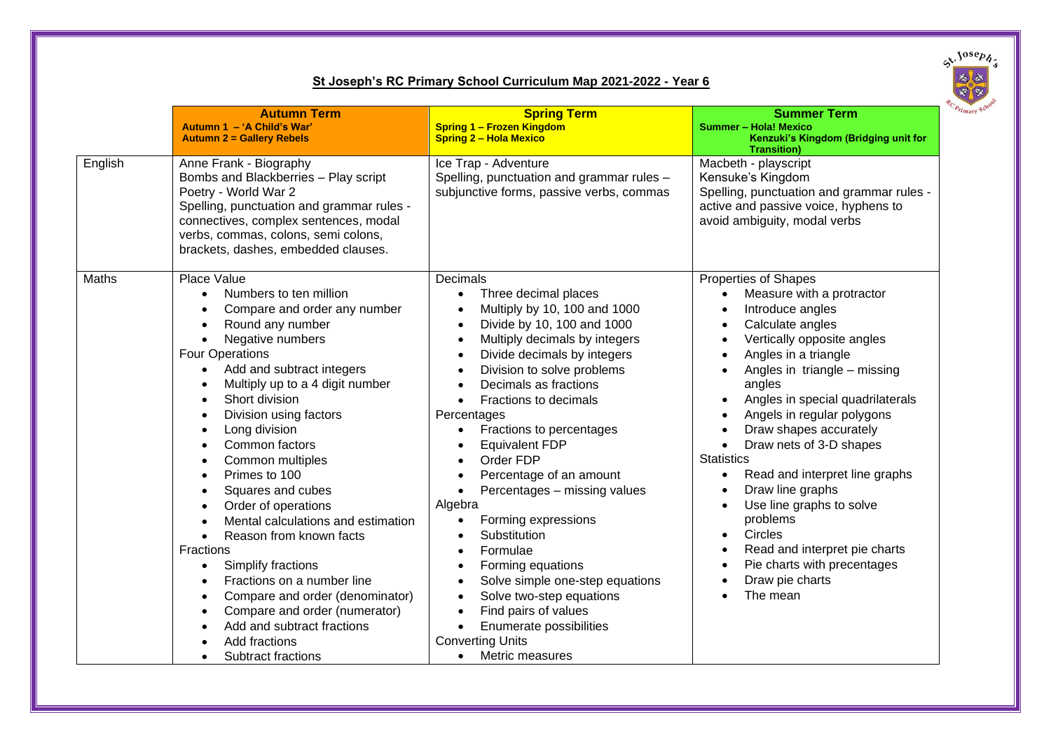## St Joseph's RC Primary School Curriculum Map 2021-2022 - Year 6

| | **Autumn Term**<br>**Autumn 1 – 'A Child's War'**<br>**Autumn 2 = Gallery Rebels** | **Spring Term**<br>**Spring 1 – Frozen Kingdom**<br>**Spring 2 – Hola Mexico** | **Summer Term**<br>**Summer – Hola! Mexico**<br>**Kenzuki's Kingdom (Bridging unit for Transition)** |
|---|---|---|---|
| English | Anne Frank - Biography<br>Bombs and Blackberries – Play script<br>Poetry - World War 2<br>Spelling, punctuation and grammar rules - connectives, complex sentences, modal verbs, commas, colons, semi colons, brackets, dashes, embedded clauses. | Ice Trap - Adventure<br>Spelling, punctuation and grammar rules – subjunctive forms, passive verbs, commas | Macbeth - playscript<br>Kensuke's Kingdom<br>Spelling, punctuation and grammar rules - active and passive voice, hyphens to avoid ambiguity, modal verbs |
| Maths | Place Value<br>• Numbers to ten million<br>• Compare and order any number<br>• Round any number<br>• Negative numbers<br>Four Operations<br>• Add and subtract integers<br>• Multiply up to a 4 digit number<br>• Short division<br>• Division using factors<br>• Long division<br>• Common factors<br>• Common multiples<br>• Primes to 100<br>• Squares and cubes<br>• Order of operations<br>• Mental calculations and estimation<br>• Reason from known facts<br>Fractions<br>• Simplify fractions<br>• Fractions on a number line<br>• Compare and order (denominator)<br>• Compare and order (numerator)<br>• Add and subtract fractions<br>• Add fractions<br>• Subtract fractions | Decimals<br>• Three decimal places<br>• Multiply by 10, 100 and 1000<br>• Divide by 10, 100 and 1000<br>• Multiply decimals by integers<br>• Divide decimals by integers<br>• Division to solve problems<br>• Decimals as fractions<br>• Fractions to decimals<br>Percentages<br>• Fractions to percentages<br>• Equivalent FDP<br>• Order FDP<br>• Percentage of an amount<br>• Percentages – missing values<br>Algebra<br>• Forming expressions<br>• Substitution<br>• Formulae<br>• Forming equations<br>• Solve simple one-step equations<br>• Solve two-step equations<br>• Find pairs of values<br>• Enumerate possibilities<br>Converting Units<br>• Metric measures | Properties of Shapes<br>• Measure with a protractor<br>• Introduce angles<br>• Calculate angles<br>• Vertically opposite angles<br>• Angles in a triangle<br>• Angles in triangle – missing angles<br>• Angles in special quadrilaterals<br>• Angels in regular polygons<br>• Draw shapes accurately<br>• Draw nets of 3-D shapes<br>Statistics<br>• Read and interpret line graphs<br>• Draw line graphs<br>• Use line graphs to solve problems<br>• Circles<br>• Read and interpret pie charts<br>• Pie charts with precentages<br>• Draw pie charts<br>• The mean |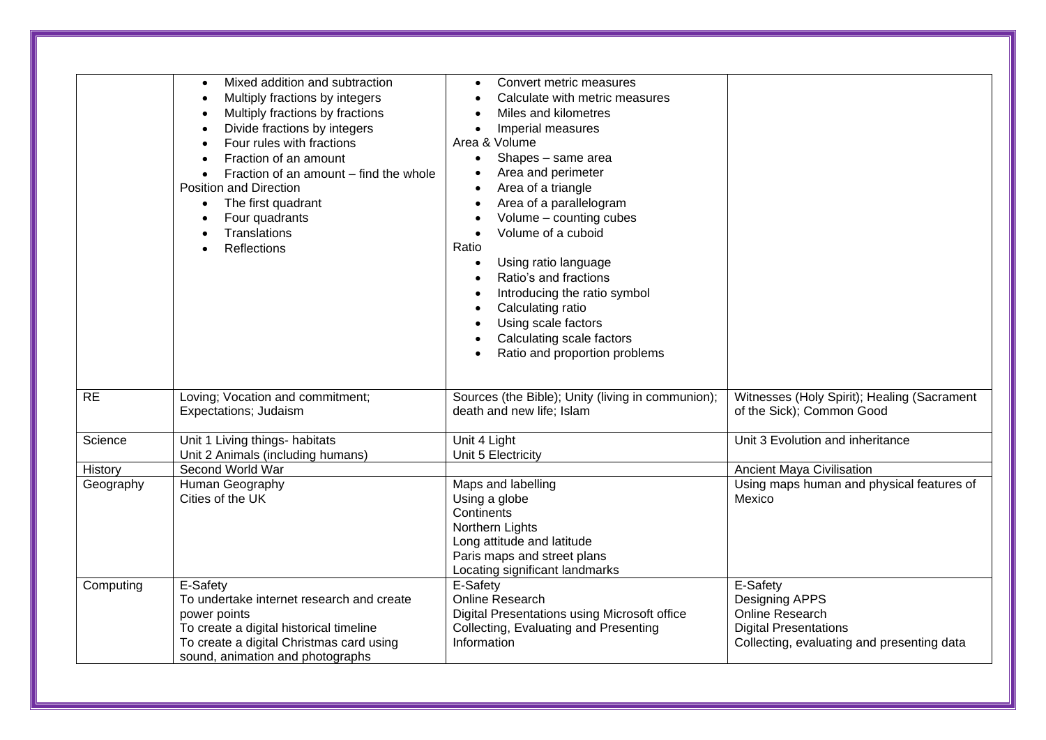| | | | |
|---|---|---|---|
| | <ul><li>Mixed addition and subtraction</li><li>Multiply fractions by integers</li><li>Multiply fractions by fractions</li><li>Divide fractions by integers</li><li>Four rules with fractions</li><li>Fraction of an amount</li><li>Fraction of an amount – find the whole</li></ul>Position and Direction<ul><li>The first quadrant</li><li>Four quadrants</li><li>Translations</li><li>Reflections</li></ul> | <ul><li>Convert metric measures</li><li>Calculate with metric measures</li><li>Miles and kilometres</li><li>Imperial measures</li></ul>Area & Volume<ul><li>Shapes – same area</li><li>Area and perimeter</li><li>Area of a triangle</li><li>Area of a parallelogram</li><li>Volume – counting cubes</li><li>Volume of a cuboid</li></ul>Ratio<ul><li>Using ratio language</li><li>Ratio's and fractions</li><li>Introducing the ratio symbol</li><li>Calculating ratio</li><li>Using scale factors</li><li>Calculating scale factors</li><li>Ratio and proportion problems</li></ul> | |
| RE | Loving; Vocation and commitment; Expectations; Judaism | Sources (the Bible); Unity (living in communion); death and new life; Islam | Witnesses (Holy Spirit); Healing (Sacrament of the Sick); Common Good |
| Science | Unit 1 Living things- habitats<br>Unit 2 Animals (including humans) | Unit 4 Light<br>Unit 5 Electricity | Unit 3 Evolution and inheritance |
| History | Second World War | | Ancient Maya Civilisation |
| Geography | Human Geography<br>Cities of the UK | Maps and labelling<br>Using a globe<br>Continents<br>Northern Lights<br>Long attitude and latitude<br>Paris maps and street plans<br>Locating significant landmarks | Using maps human and physical features of Mexico |
| Computing | E-Safety<br>To undertake internet research and create power points<br>To create a digital historical timeline<br>To create a digital Christmas card using sound, animation and photographs | E-Safety<br>Online Research<br>Digital Presentations using Microsoft office<br>Collecting, Evaluating and Presenting Information | E-Safety<br>Designing APPS<br>Online Research<br>Digital Presentations<br>Collecting, evaluating and presenting data |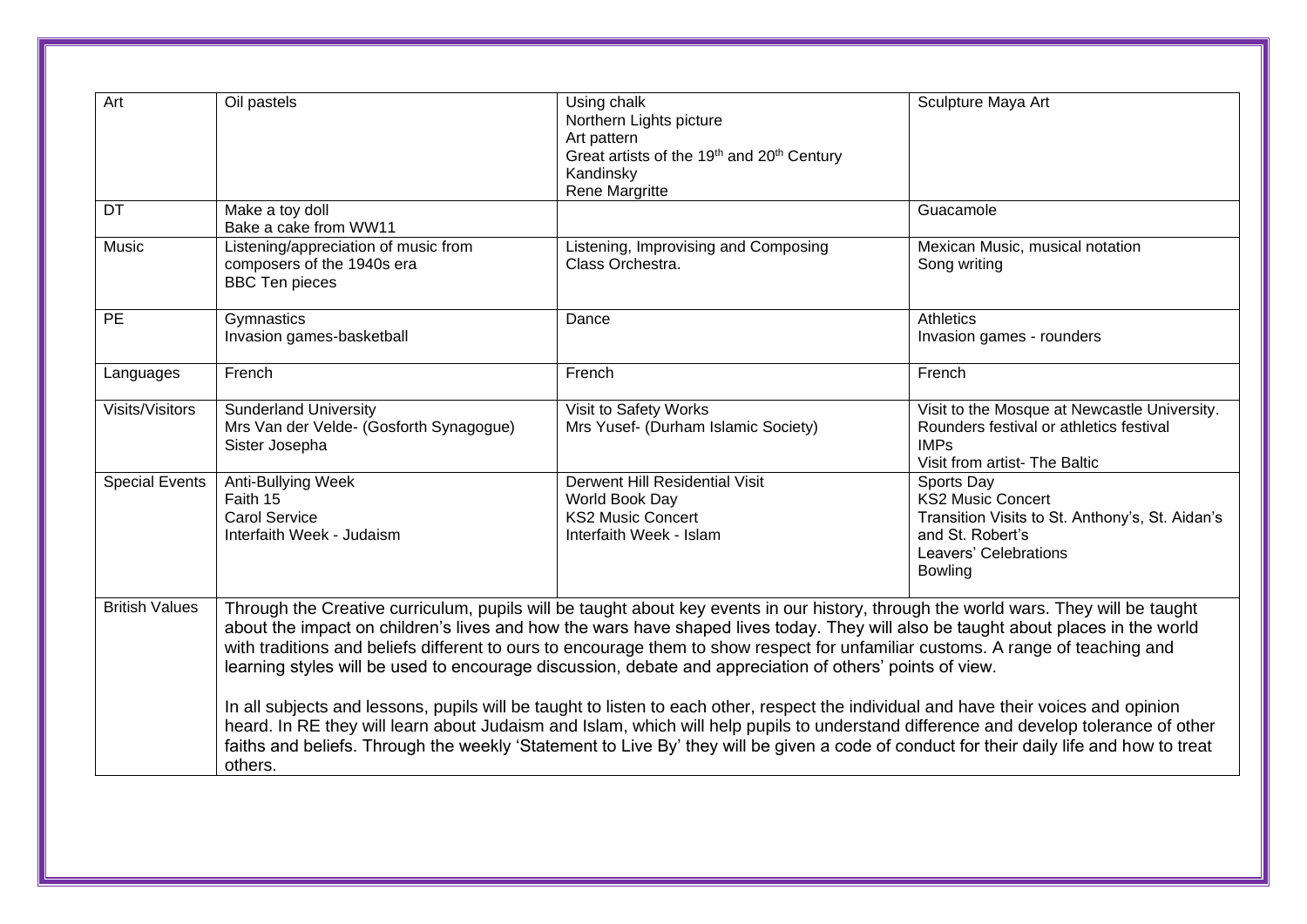| | | | |
|---|---|---|---|
| Art | Oil pastels | Using chalk<br>Northern Lights picture<br>Art pattern<br>Great artists of the 19th and 20th Century<br>Kandinsky<br>Rene Margritte | Sculpture Maya Art |
| DT | Make a toy doll<br>Bake a cake from WW11 | | Guacamole |
| Music | Listening/appreciation of music from composers of the 1940s era<br>BBC Ten pieces | Listening, Improvising and Composing<br>Class Orchestra. | Mexican Music, musical notation<br>Song writing |
| PE | Gymnastics<br>Invasion games-basketball | Dance | Athletics<br>Invasion games - rounders |
| Languages | French | French | French |
| Visits/Visitors | Sunderland University<br>Mrs Van der Velde- (Gosforth Synagogue)<br>Sister Josepha | Visit to Safety Works<br>Mrs Yusef- (Durham Islamic Society) | Visit to the Mosque at Newcastle University.<br>Rounders festival or athletics festival<br>IMPs<br>Visit from artist- The Baltic |
| Special Events | Anti-Bullying Week<br>Faith 15<br>Carol Service<br>Interfaith Week - Judaism | Derwent Hill Residential Visit<br>World Book Day<br>KS2 Music Concert<br>Interfaith Week - Islam | Sports Day<br>KS2 Music Concert<br>Transition Visits to St. Anthony's, St. Aidan's and St. Robert's<br>Leavers' Celebrations<br>Bowling |
| British Values | Through the Creative curriculum, pupils will be taught about key events in our history, through the world wars. They will be taught about the impact on children's lives and how the wars have shaped lives today. They will also be taught about places in the world with traditions and beliefs different to ours to encourage them to show respect for unfamiliar customs. A range of teaching and learning styles will be used to encourage discussion, debate and appreciation of others' points of view.<br><br>In all subjects and lessons, pupils will be taught to listen to each other, respect the individual and have their voices and opinion heard. In RE they will learn about Judaism and Islam, which will help pupils to understand difference and develop tolerance of other faiths and beliefs. Through the weekly 'Statement to Live By' they will be given a code of conduct for their daily life and how to treat others. | | |